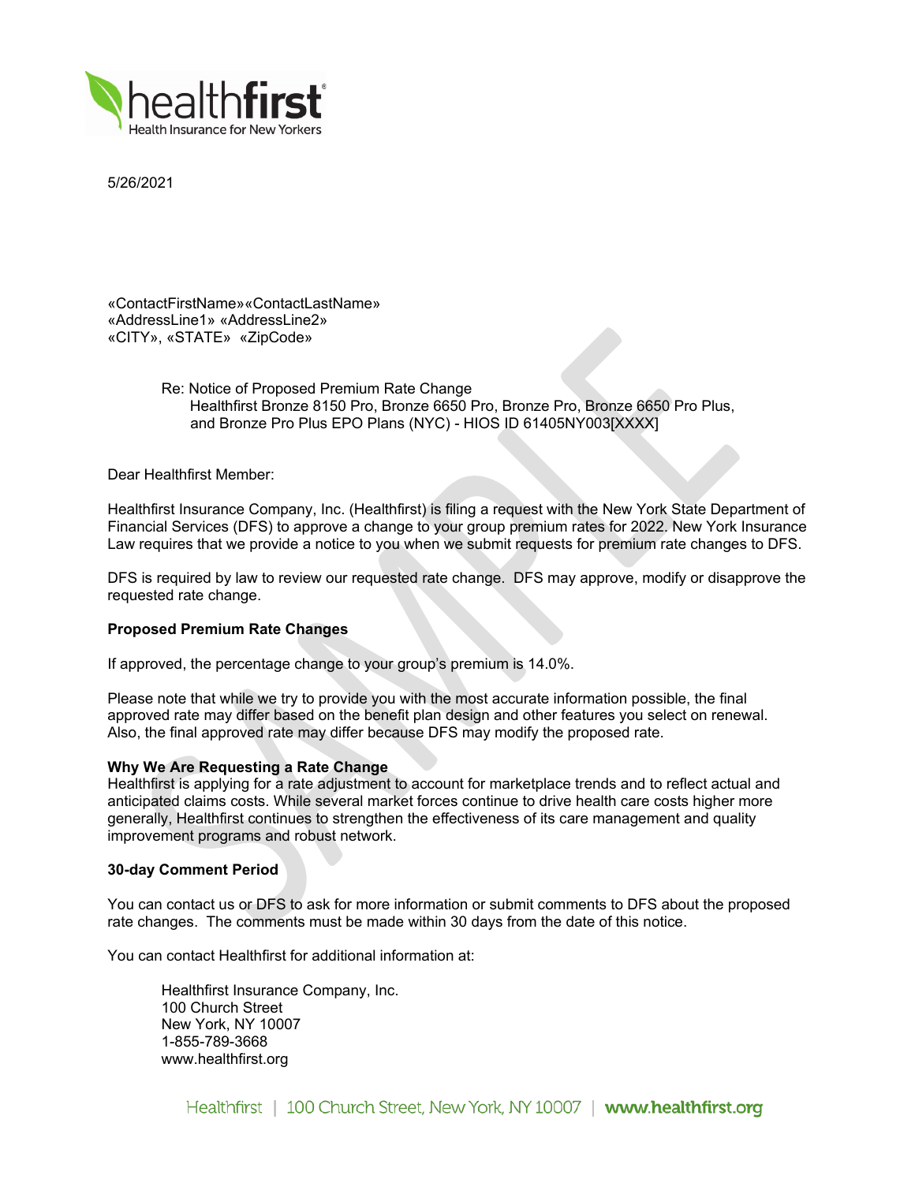healthfirst
Health Insurance for New Yorkers

5/26/2021

«ContactFirstName»«ContactLastName»
«AddressLine1» «AddressLine2»
«CITY», «STATE» «ZipCode»

Re: Notice of Proposed Premium Rate Change
Healthfirst Bronze 8150 Pro, Bronze 6650 Pro, Bronze Pro, Bronze 6650 Pro Plus, and Bronze Pro Plus EPO Plans (NYC) - HIOS ID 61405NY003[XXXX]

Dear Healthfirst Member:

Healthfirst Insurance Company, Inc. (Healthfirst) is filing a request with the New York State Department of Financial Services (DFS) to approve a change to your group premium rates for 2022. New York Insurance Law requires that we provide a notice to you when we submit requests for premium rate changes to DFS.

DFS is required by law to review our requested rate change. DFS may approve, modify or disapprove the requested rate change.

**Proposed Premium Rate Changes**

If approved, the percentage change to your group's premium is 14.0%.

Please note that while we try to provide you with the most accurate information possible, the final approved rate may differ based on the benefit plan design and other features you select on renewal. Also, the final approved rate may differ because DFS may modify the proposed rate.

**Why We Are Requesting a Rate Change**

Healthfirst is applying for a rate adjustment to account for marketplace trends and to reflect actual and anticipated claims costs. While several market forces continue to drive health care costs higher more generally, Healthfirst continues to strengthen the effectiveness of its care management and quality improvement programs and robust network.

**30-day Comment Period**

You can contact us or DFS to ask for more information or submit comments to DFS about the proposed rate changes. The comments must be made within 30 days from the date of this notice.

You can contact Healthfirst for additional information at:

Healthfirst Insurance Company, Inc.
100 Church Street
New York, NY 10007
1-855-789-3668
www.healthfirst.org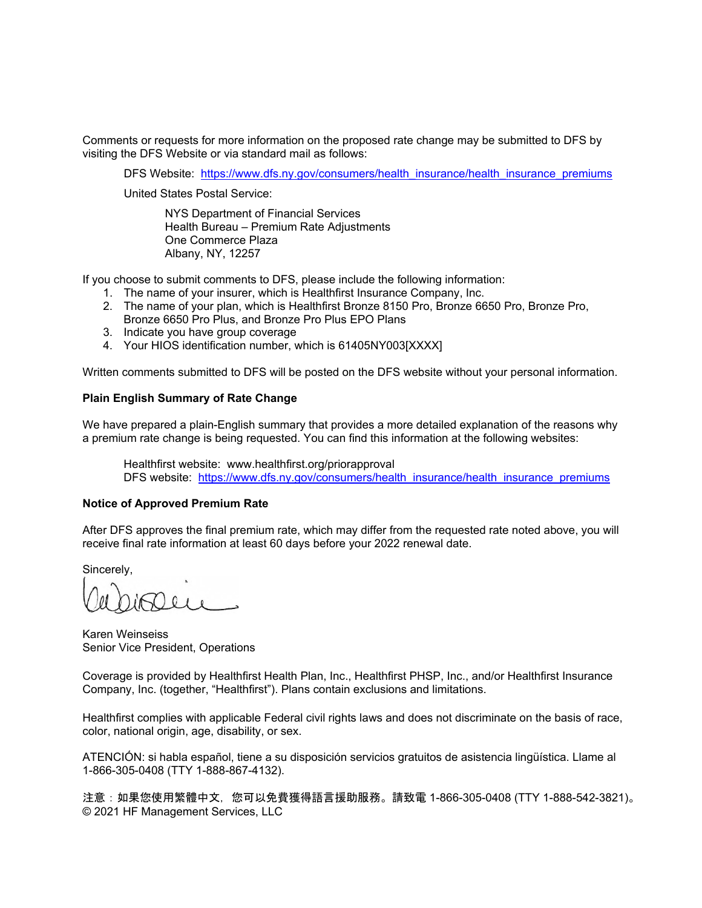Comments or requests for more information on the proposed rate change may be submitted to DFS by visiting the DFS Website or via standard mail as follows:

DFS Website: https://www.dfs.ny.gov/consumers/health_insurance/health_insurance_premiums

United States Postal Service:

NYS Department of Financial Services
Health Bureau – Premium Rate Adjustments
One Commerce Plaza
Albany, NY, 12257

If you choose to submit comments to DFS, please include the following information:

1. The name of your insurer, which is Healthfirst Insurance Company, Inc.
2. The name of your plan, which is Healthfirst Bronze 8150 Pro, Bronze 6650 Pro, Bronze Pro, Bronze 6650 Pro Plus, and Bronze Pro Plus EPO Plans
3. Indicate you have group coverage
4. Your HIOS identification number, which is 61405NY003[XXXX]

Written comments submitted to DFS will be posted on the DFS website without your personal information.

**Plain English Summary of Rate Change**

We have prepared a plain-English summary that provides a more detailed explanation of the reasons why a premium rate change is being requested. You can find this information at the following websites:

Healthfirst website: www.healthfirst.org/priorapproval
DFS website: https://www.dfs.ny.gov/consumers/health_insurance/health_insurance_premiums

**Notice of Approved Premium Rate**

After DFS approves the final premium rate, which may differ from the requested rate noted above, you will receive final rate information at least 60 days before your 2022 renewal date.

Sincerely,

Karen Weinseiss
Senior Vice President, Operations

Coverage is provided by Healthfirst Health Plan, Inc., Healthfirst PHSP, Inc., and/or Healthfirst Insurance Company, Inc. (together, "Healthfirst"). Plans contain exclusions and limitations.

Healthfirst complies with applicable Federal civil rights laws and does not discriminate on the basis of race, color, national origin, age, disability, or sex.

ATENCIÓN: si habla español, tiene a su disposición servicios gratuitos de asistencia lingüística. Llame al 1-866-305-0408 (TTY 1-888-867-4132).

注意：如果您使用繁體中文，您可以免費獲得語言援助服務。請致電 1-866-305-0408 (TTY 1-888-542-3821)。
© 2021 HF Management Services, LLC